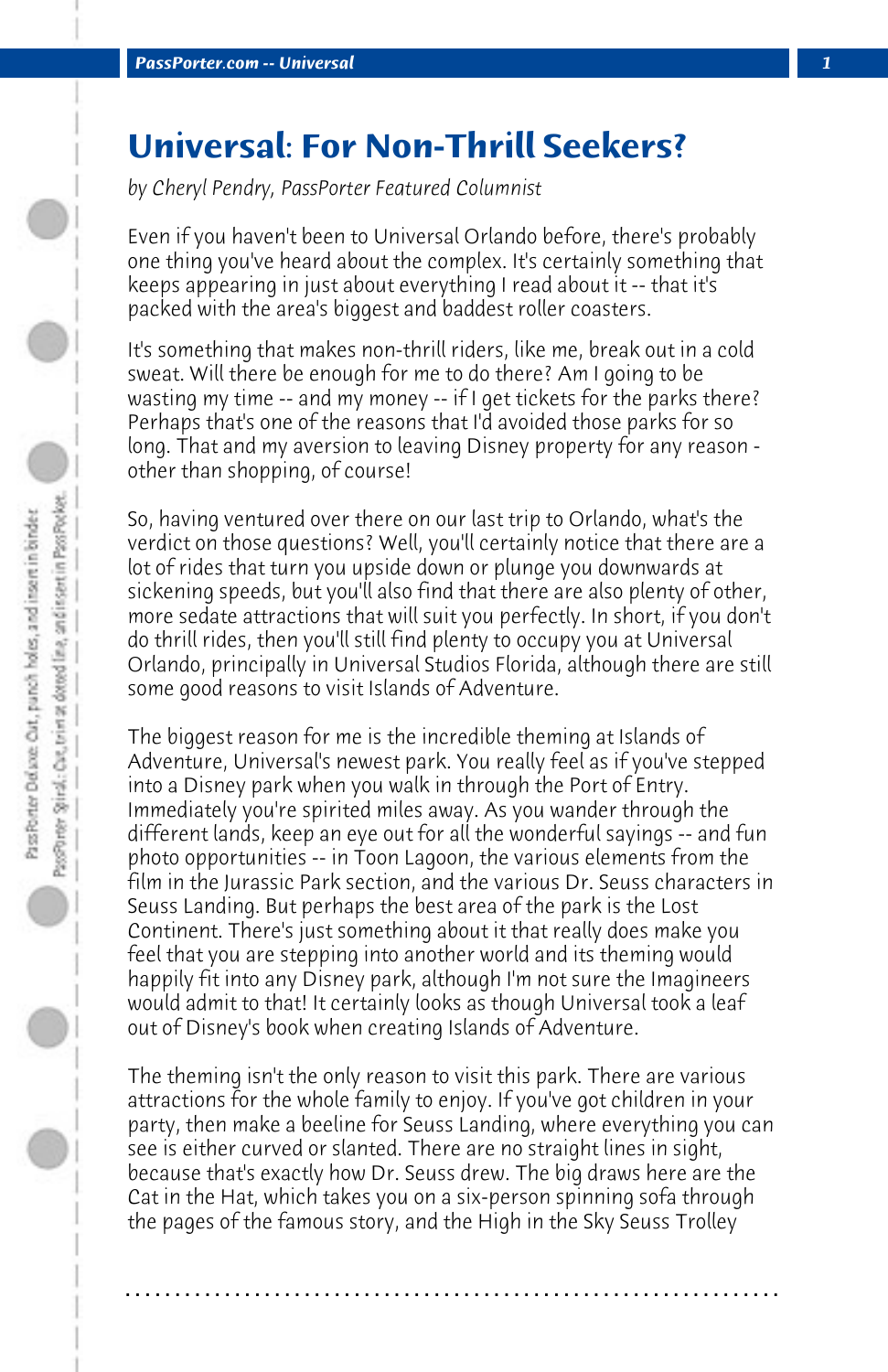# Universal: For Non-Thrill Seekers?

*by Cheryl Pendry, PassPorter Featured Columnist*

Even if you haven't been to Universal Orlando before, there's probably one thing you've heard about the complex. It's certainly something that keeps appearing in just about everything I read about it -- that it's packed with the area's biggest and baddest roller coasters.

It's something that makes non-thrill riders, like me, break out in a cold sweat. Will there be enough for me to do there? Am I going to be wasting my time -- and my money -- if I get tickets for the parks there? Perhaps that's one of the reasons that I'd avoided those parks for so long. That and my aversion to leaving Disney property for any reason - other than shopping, of course!

So, having ventured over there on our last trip to Orlando, what's the verdict on those questions? Well, you'll certainly notice that there are a lot of rides that turn you upside down or plunge you downwards at sickening speeds, but you'll also find that there are also plenty of other, more sedate attractions that will suit you perfectly. In short, if you don't do thrill rides, then you'll still find plenty to occupy you at Universal Orlando, principally in Universal Studios Florida, although there are still some good reasons to visit Islands of Adventure.

The biggest reason for me is the incredible theming at Islands of Adventure, Universal's newest park. You really feel as if you've stepped into a Disney park when you walk in through the Port of Entry. Immediately you're spirited miles away. As you wander through the different lands, keep an eye out for all the wonderful sayings -- and fun photo opportunities -- in Toon Lagoon, the various elements from the film in the Jurassic Park section, and the various Dr. Seuss characters in Seuss Landing. But perhaps the best area of the park is the Lost Continent. There's just something about it that really does make you feel that you are stepping into another world and its theming would happily fit into any Disney park, although I'm not sure the Imagineers would admit to that! It certainly looks as though Universal took a leaf out of Disney's book when creating Islands of Adventure.

The theming isn't the only reason to visit this park. There are various attractions for the whole family to enjoy. If you've got children in your party, then make a beeline for Seuss Landing, where everything you can see is either curved or slanted. There are no straight lines in sight, because that's exactly how Dr. Seuss drew. The big draws here are the Cat in the Hat, which takes you on a six-person spinning sofa through the pages of the famous story, and the High in the Sky Seuss Trolley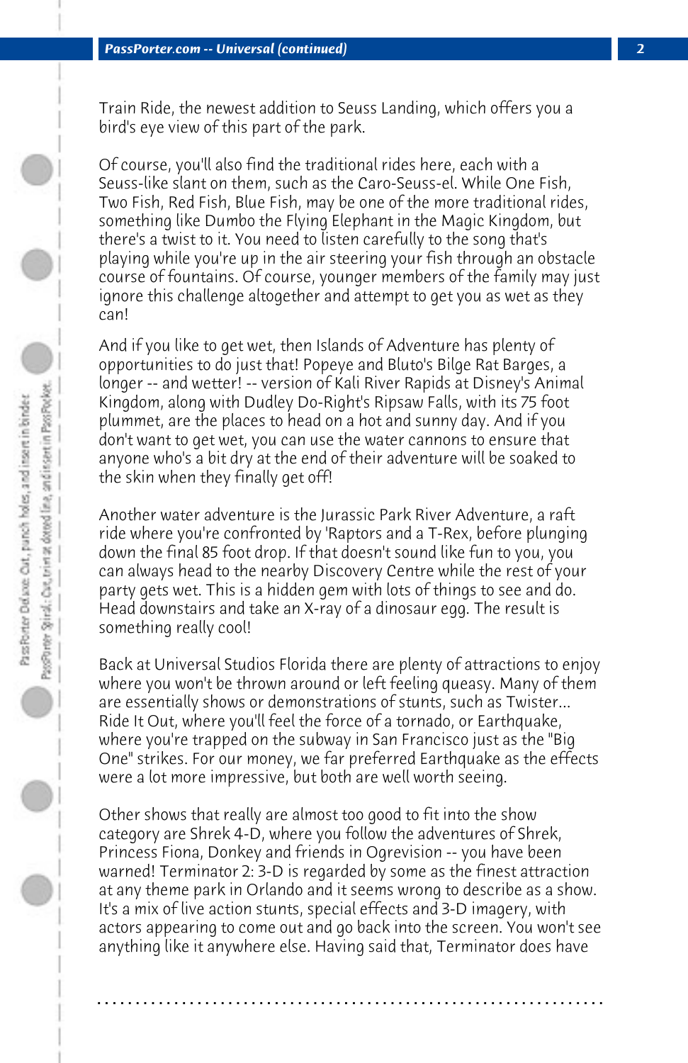Train Ride, the newest addition to Seuss Landing, which offers you a bird's eye view of this part of the park.

Of course, you'll also find the traditional rides here, each with a Seuss-like slant on them, such as the Caro-Seuss-el. While One Fish, Two Fish, Red Fish, Blue Fish, may be one of the more traditional rides, something like Dumbo the Flying Elephant in the Magic Kingdom, but there's a twist to it. You need to listen carefully to the song that's playing while you're up in the air steering your fish through an obstacle course of fountains. Of course, younger members of the family may just ignore this challenge altogether and attempt to get you as wet as they can!

And if you like to get wet, then Islands of Adventure has plenty of opportunities to do just that! Popeye and Bluto's Bilge Rat Barges, a longer -- and wetter! -- version of Kali River Rapids at Disney's Animal Kingdom, along with Dudley Do-Right's Ripsaw Falls, with its 75 foot plummet, are the places to head on a hot and sunny day. And if you don't want to get wet, you can use the water cannons to ensure that anyone who's a bit dry at the end of their adventure will be soaked to the skin when they finally get off!

Another water adventure is the Jurassic Park River Adventure, a raft ride where you're confronted by 'Raptors and a T-Rex, before plunging down the final 85 foot drop. If that doesn't sound like fun to you, you can always head to the nearby Discovery Centre while the rest of your party gets wet. This is a hidden gem with lots of things to see and do. Head downstairs and take an X-ray of a dinosaur egg. The result is something really cool!

Back at Universal Studios Florida there are plenty of attractions to enjoy where you won't be thrown around or left feeling queasy. Many of them are essentially shows or demonstrations of stunts, such as Twister... Ride It Out, where you'll feel the force of a tornado, or Earthquake, where you're trapped on the subway in San Francisco just as the "Big One" strikes. For our money, we far preferred Earthquake as the effects were a lot more impressive, but both are well worth seeing.

Other shows that really are almost too good to fit into the show category are Shrek 4-D, where you follow the adventures of Shrek, Princess Fiona, Donkey and friends in Ogrevision -- you have been warned! Terminator 2: 3-D is regarded by some as the finest attraction at any theme park in Orlando and it seems wrong to describe as a show. It's a mix of live action stunts, special effects and 3-D imagery, with actors appearing to come out and go back into the screen. You won't see anything like it anywhere else. Having said that, Terminator does have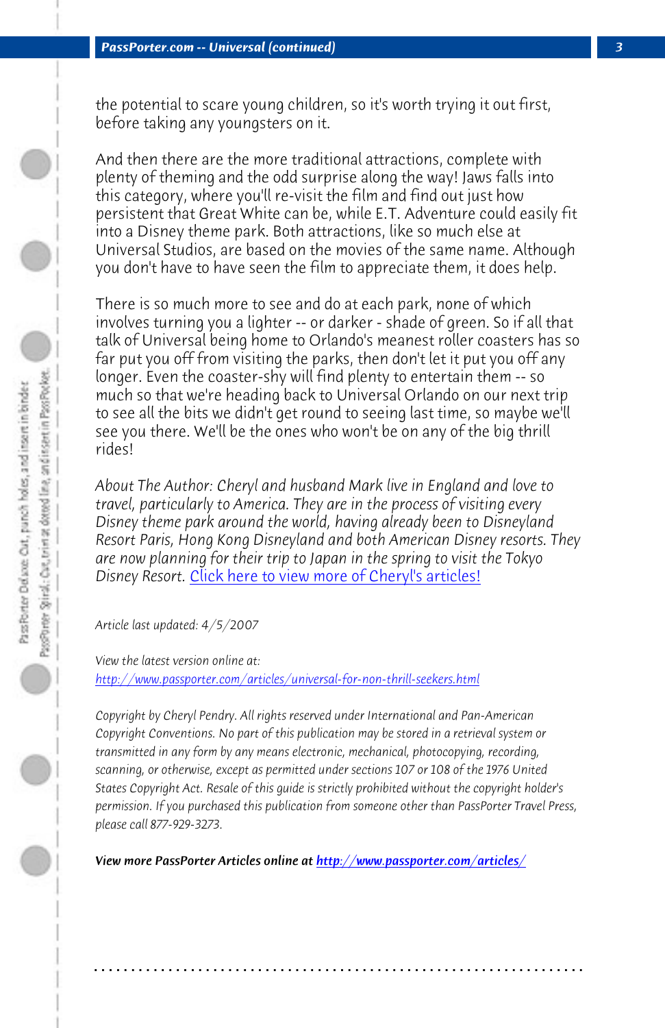the potential to scare young children, so it's worth trying it out first, before taking any youngsters on it.

And then there are the more traditional attractions, complete with plenty of theming and the odd surprise along the way! Jaws falls into this category, where you'll re-visit the film and find out just how persistent that Great White can be, while E.T. Adventure could easily fit into a Disney theme park. Both attractions, like so much else at Universal Studios, are based on the movies of the same name. Although you don't have to have seen the film to appreciate them, it does help.

There is so much more to see and do at each park, none of which involves turning you a lighter -- or darker - shade of green. So if all that talk of Universal being home to Orlando's meanest roller coasters has so far put you off from visiting the parks, then don't let it put you off any longer. Even the coaster-shy will find plenty to entertain them -- so much so that we're heading back to Universal Orlando on our next trip to see all the bits we didn't get round to seeing last time, so maybe we'll see you there. We'll be the ones who won't be on any of the big thrill rides!

*About The Author: Cheryl and husband Mark live in England and love to travel, particularly to America. They are in the process of visiting every Disney theme park around the world, having already been to Disneyland Resort Paris, Hong Kong Disneyland and both American Disney resorts. They are now planning for their trip to Japan in the spring to visit the Tokyo Disney Resort.* [Click here to view more of Cheryl's articles!]

*Article last updated: 4/5/2007*

*View the latest version online at:*
*http://www.passporter.com/articles/universal-for-non-thrill-seekers.html*

*Copyright by Cheryl Pendry. All rights reserved under International and Pan-American Copyright Conventions. No part of this publication may be stored in a retrieval system or transmitted in any form by any means electronic, mechanical, photocopying, recording, scanning, or otherwise, except as permitted under sections 107 or 108 of the 1976 United States Copyright Act. Resale of this guide is strictly prohibited without the copyright holder's permission. If you purchased this publication from someone other than PassPorter Travel Press, please call 877-929-3273.*

***View more PassPorter Articles online at http://www.passporter.com/articles/***